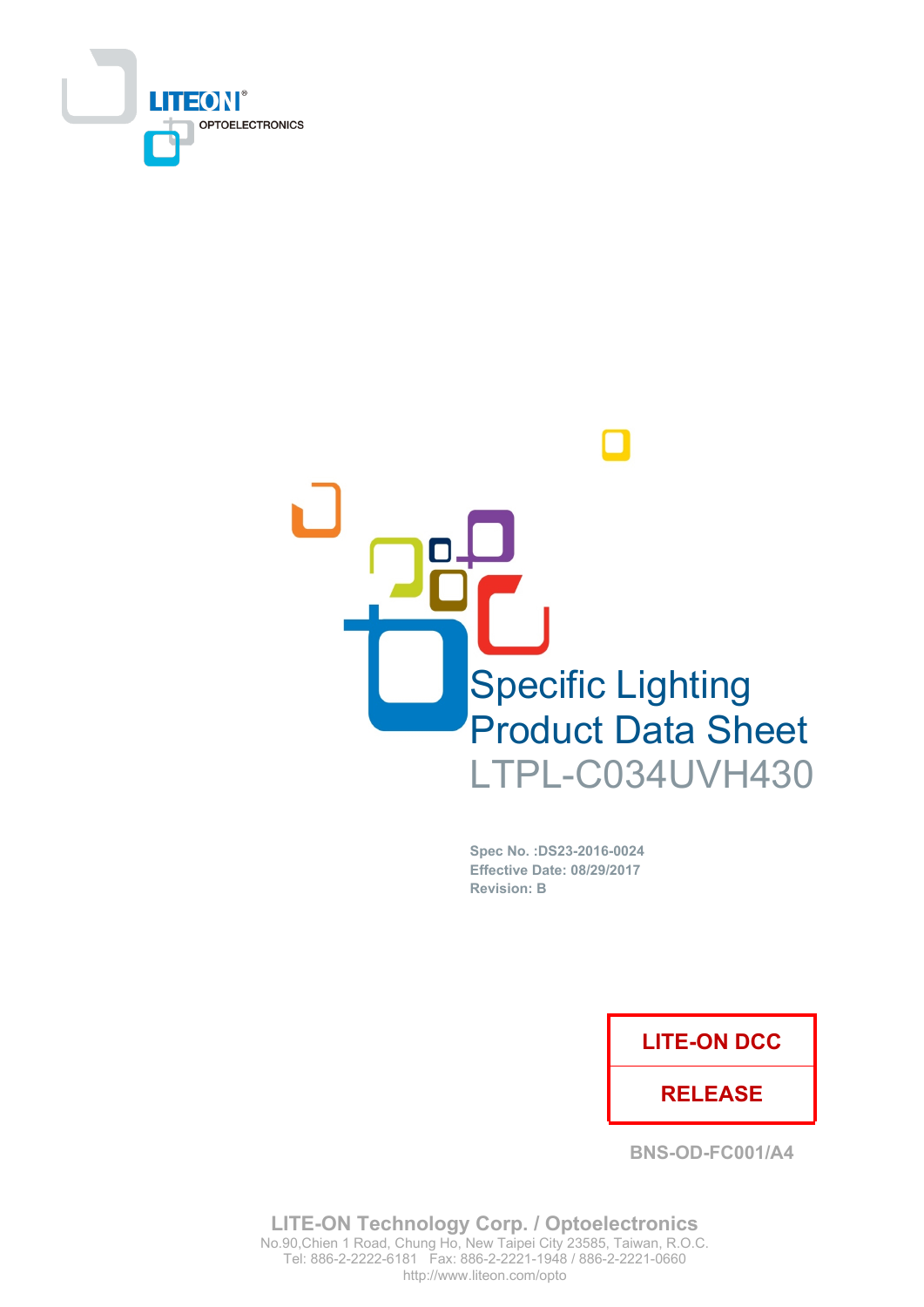LITEON® OPTOELECTRONICS

# Specific Lighting Product Data Sheet

# LTPL-C034UVH430

**Spec No. :DS23-2016-0024**
**Effective Date: 08/29/2017**
**Revision: B**

| LITE-ON DCC |
| --- |
| RELEASE |

**BNS-OD-FC001/A4**

**LITE-ON Technology Corp. / Optoelectronics**
No.90,Chien 1 Road, Chung Ho, New Taipei City 23585, Taiwan, R.O.C.
Tel: 886-2-2222-6181 Fax: 886-2-2221-1948 / 886-2-2221-0660
http://www.liteon.com/opto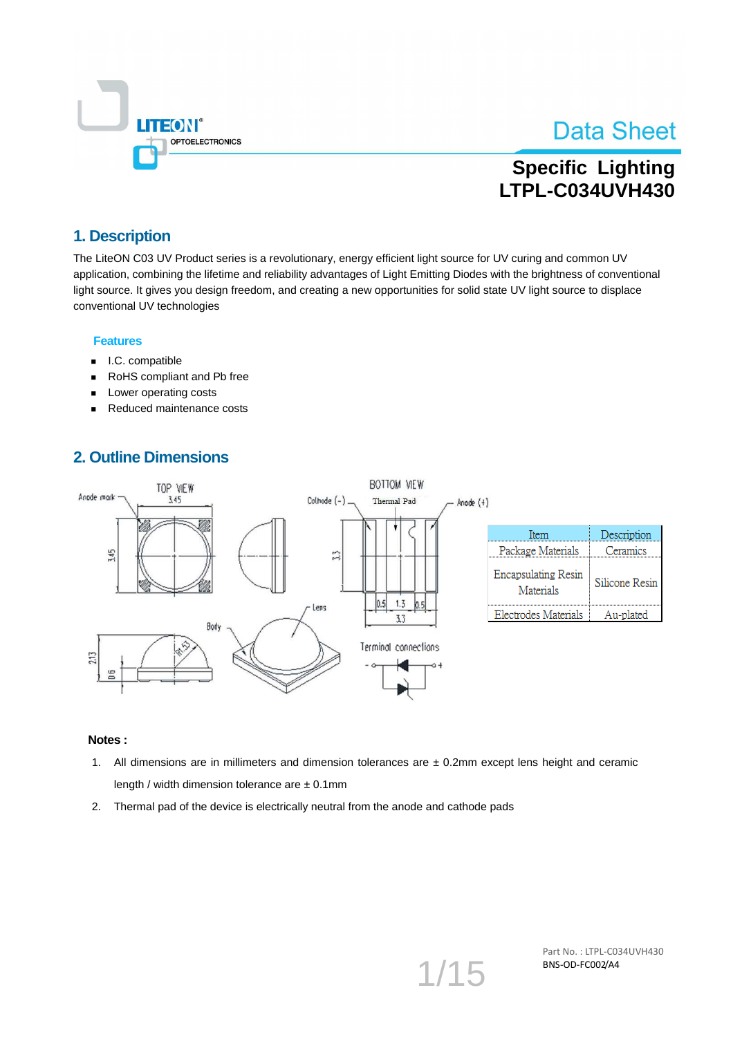Data Sheet

**Specific Lighting**
**LTPL-C034UVH430**

## 1. Description

The LiteON C03 UV Product series is a revolutionary, energy efficient light source for UV curing and common UV application, combining the lifetime and reliability advantages of Light Emitting Diodes with the brightness of conventional light source. It gives you design freedom, and creating a new opportunities for solid state UV light source to displace conventional UV technologies

### Features

- I.C. compatible
- RoHS compliant and Pb free
- Lower operating costs
- Reduced maintenance costs

## 2. Outline Dimensions

| Item | Description |
| --- | --- |
| Package Materials | Ceramics |
| Encapsulating Resin Materials | Silicone Resin |
| Electrodes Materials | Au-plated |

**Notes :**

1. All dimensions are in millimeters and dimension tolerances are ± 0.2mm except lens height and ceramic length / width dimension tolerance are ± 0.1mm
2. Thermal pad of the device is electrically neutral from the anode and cathode pads

Part No. : LTPL-C034UVH430
BNS-OD-FC002/A4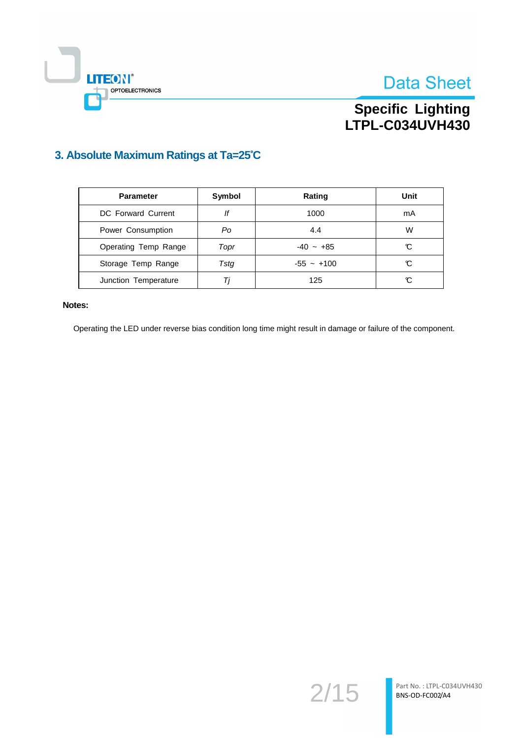## 3. Absolute Maximum Ratings at Ta=25℃

| Parameter | Symbol | Rating | Unit |
|---|---|---|---|
| DC Forward Current | *If* | 1000 | mA |
| Power Consumption | *Po* | 4.4 | W |
| Operating Temp Range | *Topr* | -40 ~ +85 | ℃ |
| Storage Temp Range | *Tstg* | -55 ~ +100 | ℃ |
| Junction Temperature | *Tj* | 125 | ℃ |

**Notes:**

Operating the LED under reverse bias condition long time might result in damage or failure of the component.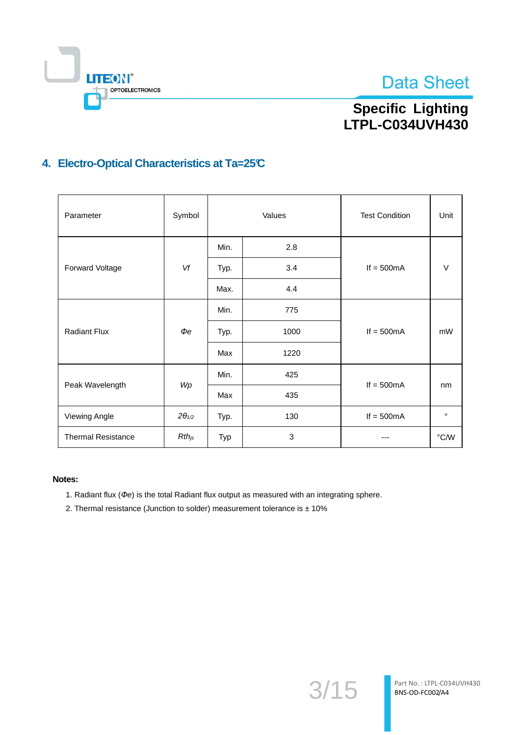## 4. Electro-Optical Characteristics at Ta=25℃

| Parameter | Symbol | Values | | Test Condition | Unit |
|---|---|---|---|---|---|
| Forward Voltage | *Vf* | Min. | 2.8 | If = 500mA | V |
| | | Typ. | 3.4 | | |
| | | Max. | 4.4 | | |
| Radiant Flux | *Φe* | Min. | 775 | If = 500mA | mW |
| | | Typ. | 1000 | | |
| | | Max | 1220 | | |
| Peak Wavelength | *Wp* | Min. | 425 | If = 500mA | nm |
| | | Max | 435 | | |
| Viewing Angle | $2\theta_{1/2}$ | Typ. | 130 | If = 500mA | ° |
| Thermal Resistance | $Rth_{js}$ | Typ | 3 | --- | °C/W |

**Notes:**

1. Radiant flux (*Φe*) is the total Radiant flux output as measured with an integrating sphere.
2. Thermal resistance (Junction to solder) measurement tolerance is ± 10%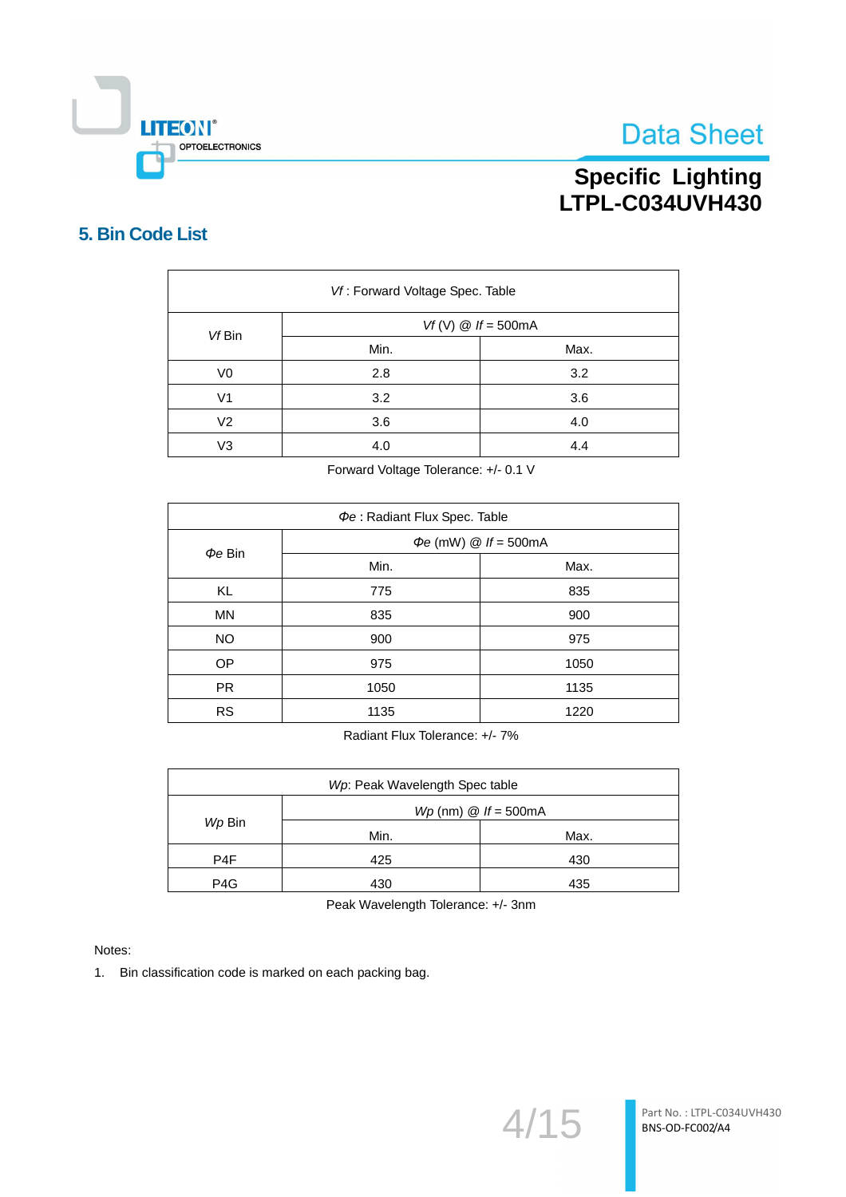## 5. Bin Code List

| *Vf* : Forward Voltage Spec. Table | | |
|---|---|---|
| *Vf* Bin | *Vf* (V) @ *If* = 500mA | |
| | Min. | Max. |
| V0 | 2.8 | 3.2 |
| V1 | 3.2 | 3.6 |
| V2 | 3.6 | 4.0 |
| V3 | 4.0 | 4.4 |

Forward Voltage Tolerance: +/- 0.1 V

| *Φe* : Radiant Flux Spec. Table | | |
|---|---|---|
| *Φe* Bin | *Φe* (mW) @ *If* = 500mA | |
| | Min. | Max. |
| KL | 775 | 835 |
| MN | 835 | 900 |
| NO | 900 | 975 |
| OP | 975 | 1050 |
| PR | 1050 | 1135 |
| RS | 1135 | 1220 |

Radiant Flux Tolerance: +/- 7%

| *Wp*: Peak Wavelength Spec table | | |
|---|---|---|
| *Wp* Bin | *Wp* (nm) @ *If* = 500mA | |
| | Min. | Max. |
| P4F | 425 | 430 |
| P4G | 430 | 435 |

Peak Wavelength Tolerance: +/- 3nm

Notes:

1. Bin classification code is marked on each packing bag.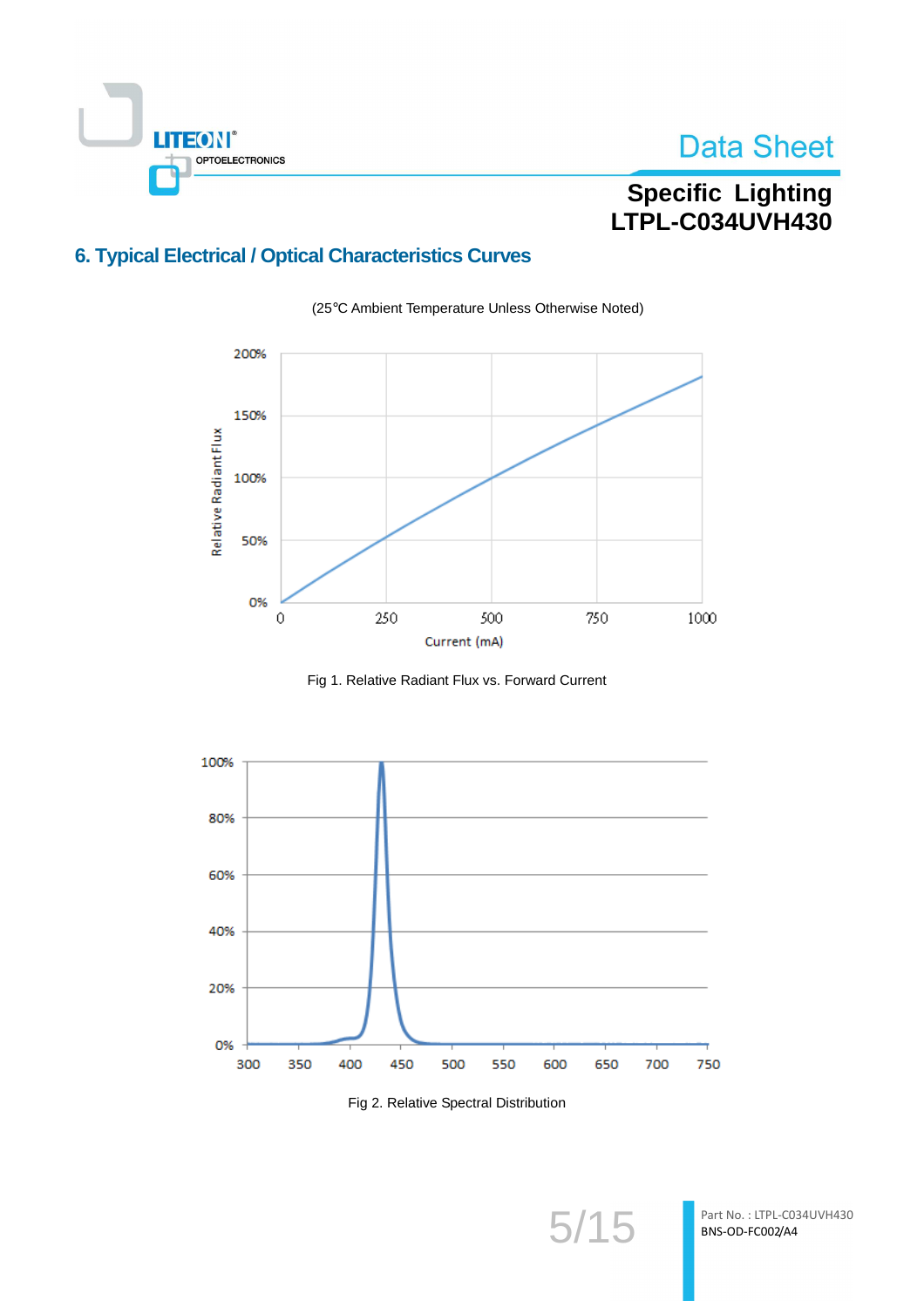## 6. Typical Electrical / Optical Characteristics Curves

(25℃ Ambient Temperature Unless Otherwise Noted)

Fig 1. Relative Radiant Flux vs. Forward Current

Fig 2. Relative Spectral Distribution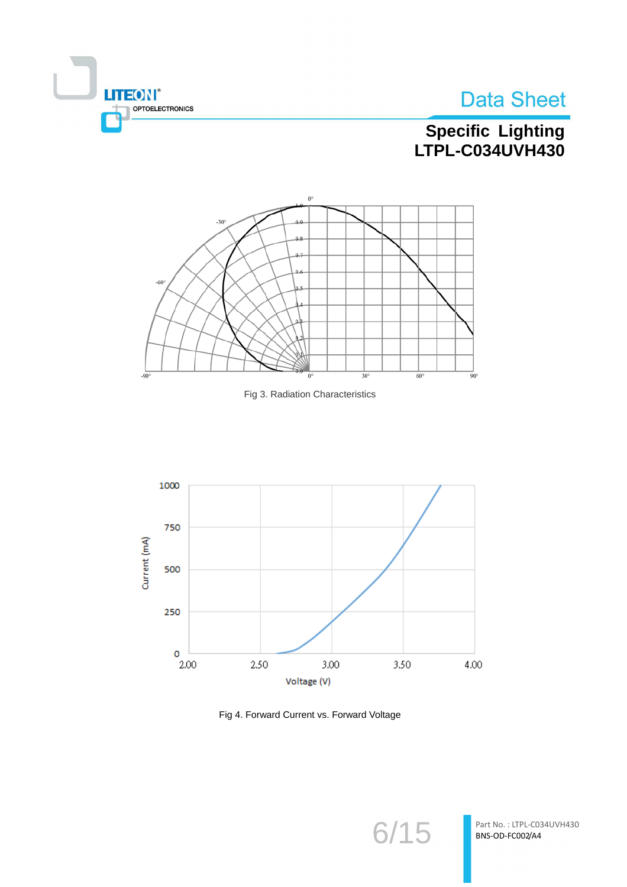Fig 3. Radiation Characteristics

Fig 4. Forward Current vs. Forward Voltage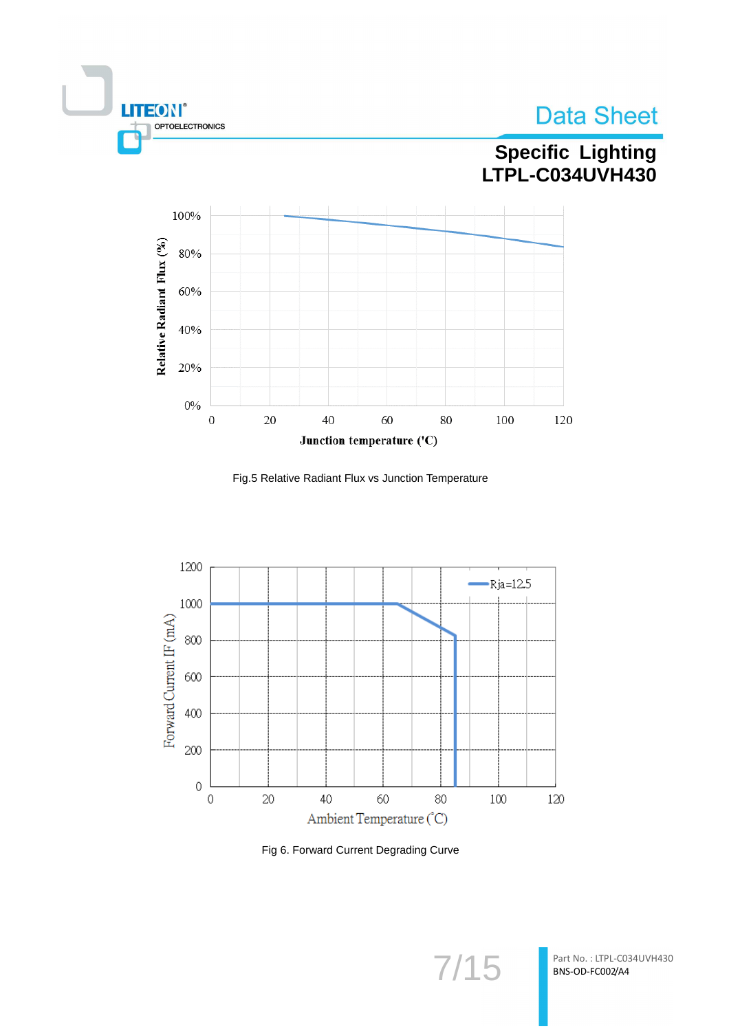Fig.5 Relative Radiant Flux vs Junction Temperature

Fig 6. Forward Current Degrading Curve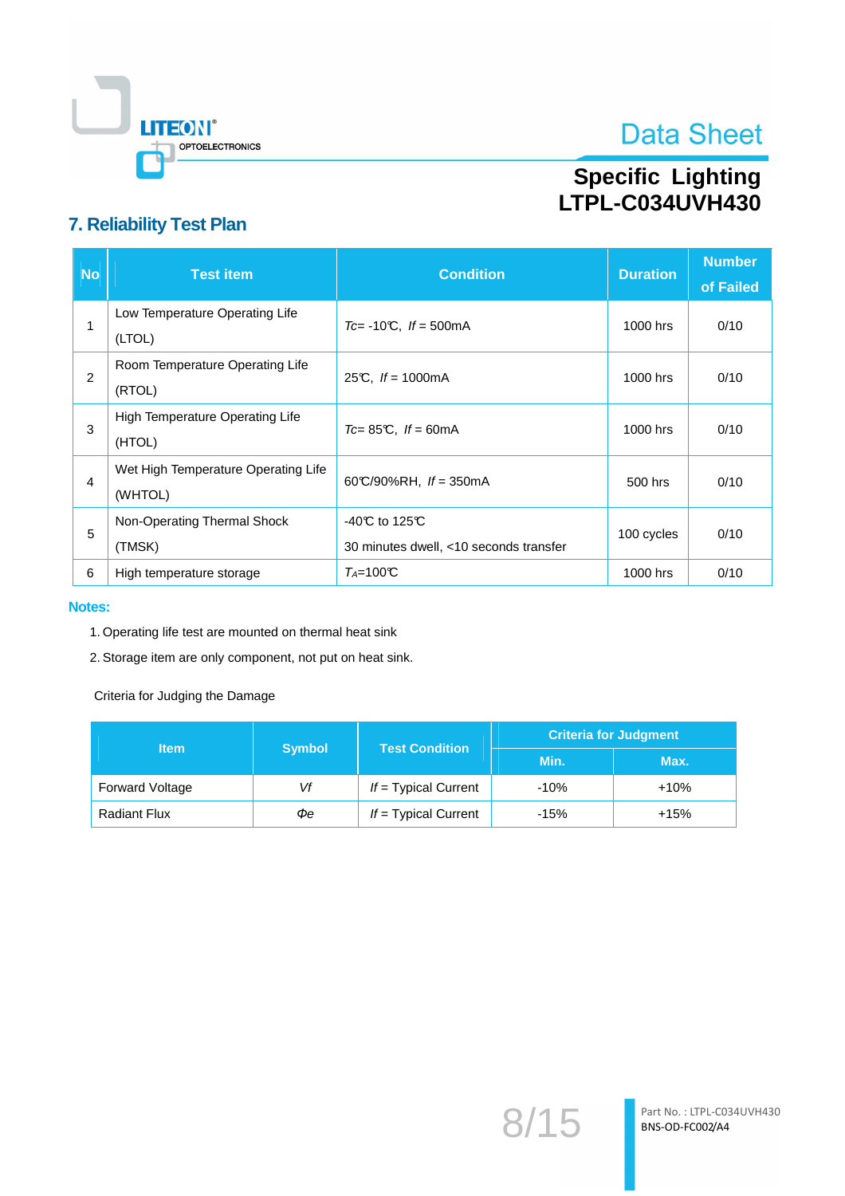## 7. Reliability Test Plan

| No | Test item | Condition | Duration | Number of Failed |
|---|---|---|---|---|
| 1 | Low Temperature Operating Life (LTOL) | *Tc*= -10℃, *If* = 500mA | 1000 hrs | 0/10 |
| 2 | Room Temperature Operating Life (RTOL) | 25℃, *If* = 1000mA | 1000 hrs | 0/10 |
| 3 | High Temperature Operating Life (HTOL) | *Tc*= 85℃, *If* = 60mA | 1000 hrs | 0/10 |
| 4 | Wet High Temperature Operating Life (WHTOL) | 60℃/90%RH, *If* = 350mA | 500 hrs | 0/10 |
| 5 | Non-Operating Thermal Shock (TMSK) | -40℃ to 125℃ 30 minutes dwell, <10 seconds transfer | 100 cycles | 0/10 |
| 6 | High temperature storage | $T_A$=100℃ | 1000 hrs | 0/10 |

**Notes:**

1. Operating life test are mounted on thermal heat sink
2. Storage item are only component, not put on heat sink.

Criteria for Judging the Damage

| Item | Symbol | Test Condition | Criteria for Judgment | |
|---|---|---|---|---|
| | | | Min. | Max. |
| Forward Voltage | *Vf* | *If* = Typical Current | -10% | +10% |
| Radiant Flux | *Φe* | *If* = Typical Current | -15% | +15% |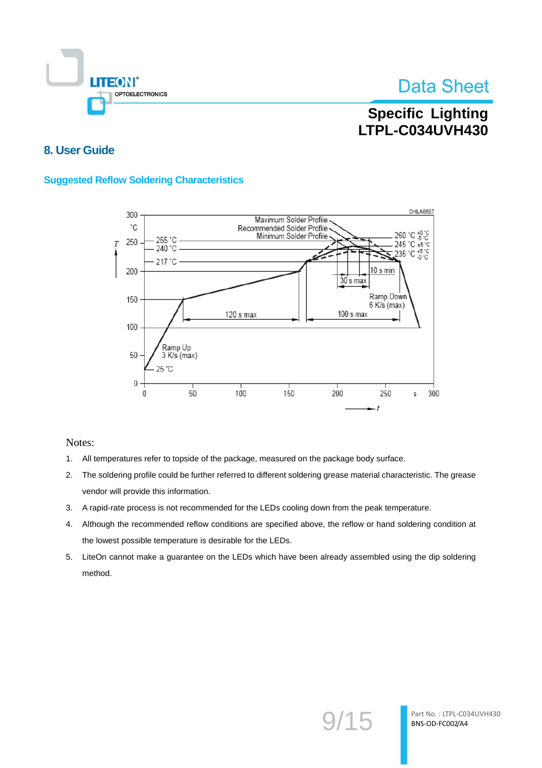## 8. User Guide

### Suggested Reflow Soldering Characteristics

Notes:

1. All temperatures refer to topside of the package, measured on the package body surface.
2. The soldering profile could be further referred to different soldering grease material characteristic. The grease vendor will provide this information.
3. A rapid-rate process is not recommended for the LEDs cooling down from the peak temperature.
4. Although the recommended reflow conditions are specified above, the reflow or hand soldering condition at the lowest possible temperature is desirable for the LEDs.
5. LiteOn cannot make a guarantee on the LEDs which have been already assembled using the dip soldering method.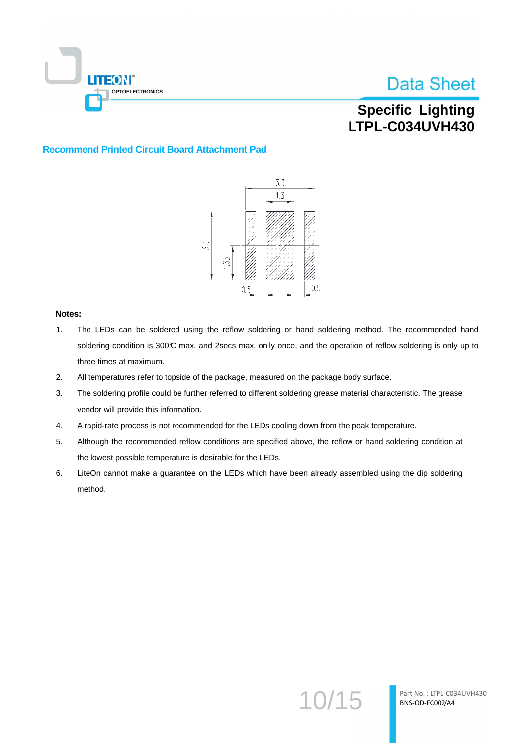## Recommend Printed Circuit Board Attachment Pad

3.3

1.3

3.3

1.65

0.5

0.5

**Notes:**

1. The LEDs can be soldered using the reflow soldering or hand soldering method. The recommended hand soldering condition is 300℃ max. and 2secs max. on ly once, and the operation of reflow soldering is only up to three times at maximum.
2. All temperatures refer to topside of the package, measured on the package body surface.
3. The soldering profile could be further referred to different soldering grease material characteristic. The grease vendor will provide this information.
4. A rapid-rate process is not recommended for the LEDs cooling down from the peak temperature.
5. Although the recommended reflow conditions are specified above, the reflow or hand soldering condition at the lowest possible temperature is desirable for the LEDs.
6. LiteOn cannot make a guarantee on the LEDs which have been already assembled using the dip soldering method.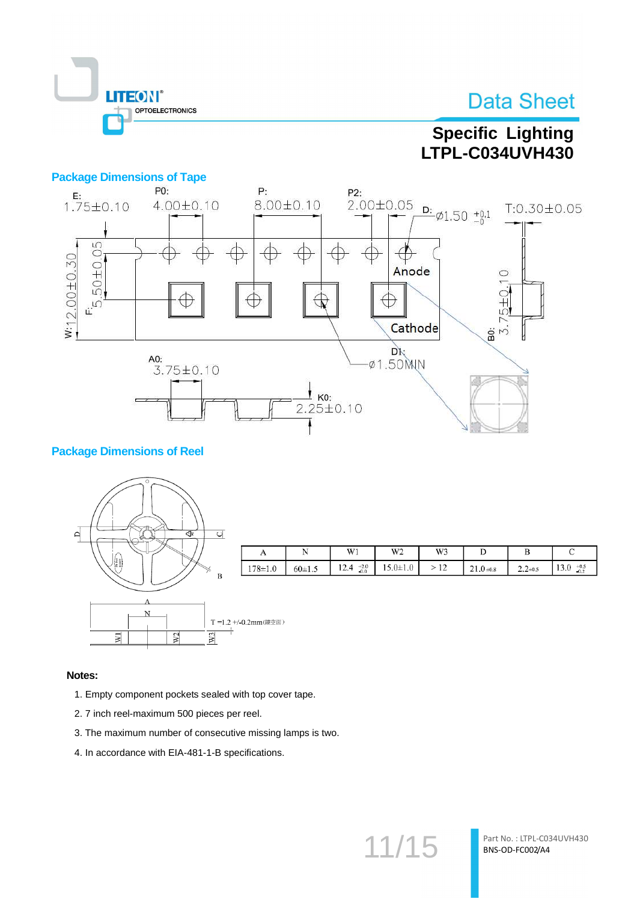## Package Dimensions of Tape

E: 1.75±0.10

P0: 4.00±0.10

P: 8.00±0.10

P2: 2.00±0.05

D: Ø1.50 $^{+0.1}_{-0}$

T: 0.30±0.05

W: 12.00±0.30

F: 5.50±0.05

B0: 3.75±0.10

A0: 3.75±0.10

D1: Ø1.50MIN

K0: 2.25±0.10

Anode

Cathode

## Package Dimensions of Reel

| A | N | W1 | W2 | W3 | D | B | C |
|---|---|---|---|---|---|---|---|
| 178±1.0 | 60±1.5 | 12.4 $^{+2.0}_{-0.0}$ | 15.0±1.0 | > 12 | 21.0±0.8 | 2.2±0.5 | 13.0 $^{+0.5}_{-0.2}$ |

T =1.2 +/-0.2mm(鏤空面)

**Notes:**

1. Empty component pockets sealed with top cover tape.
2. 7 inch reel-maximum 500 pieces per reel.
3. The maximum number of consecutive missing lamps is two.
4. In accordance with EIA-481-1-B specifications.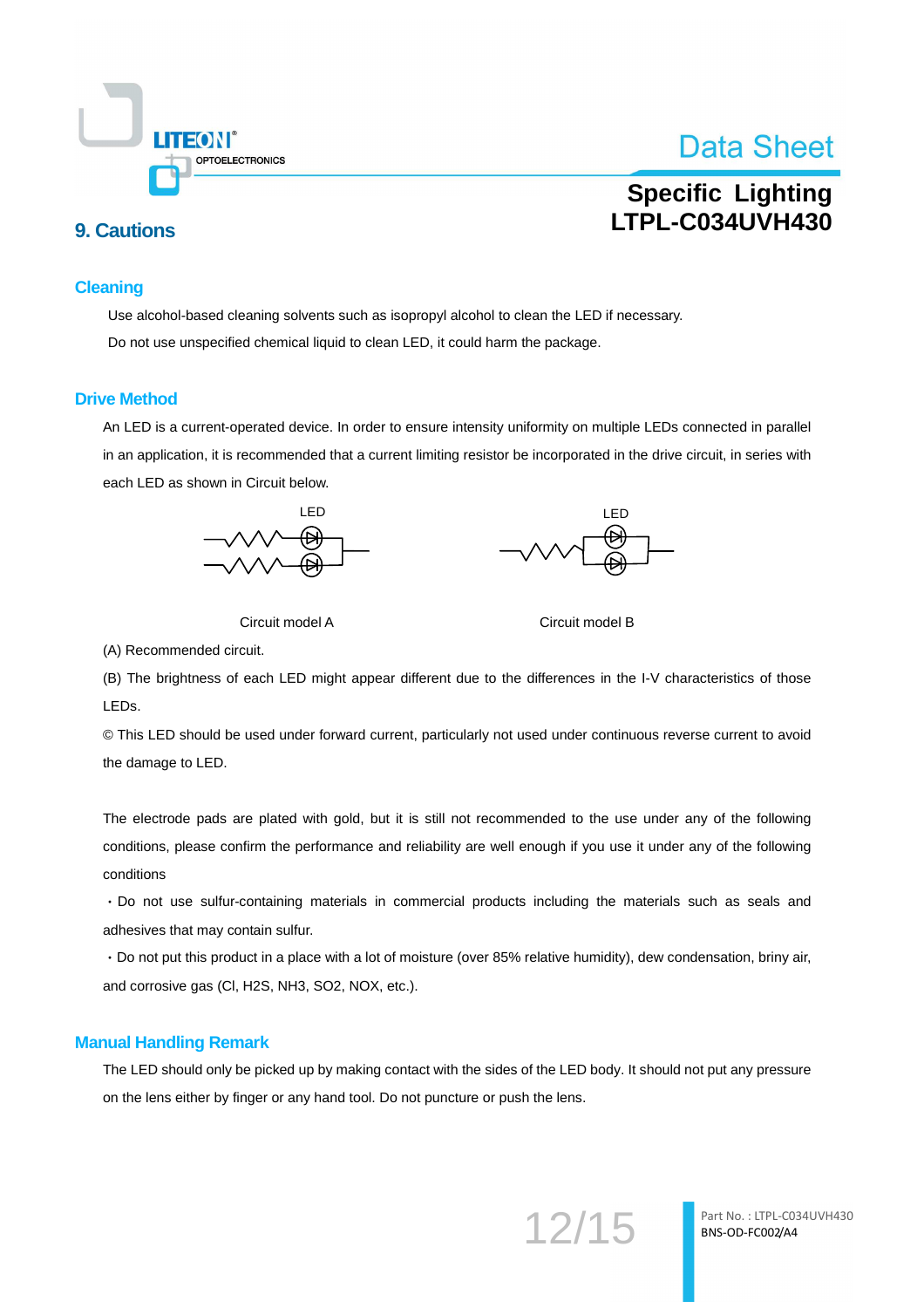## 9. Cautions

### Cleaning

Use alcohol-based cleaning solvents such as isopropyl alcohol to clean the LED if necessary.

Do not use unspecified chemical liquid to clean LED, it could harm the package.

### Drive Method

An LED is a current-operated device. In order to ensure intensity uniformity on multiple LEDs connected in parallel in an application, it is recommended that a current limiting resistor be incorporated in the drive circuit, in series with each LED as shown in Circuit below.

Circuit model A

Circuit model B

(A) Recommended circuit.

(B) The brightness of each LED might appear different due to the differences in the I-V characteristics of those LEDs.

© This LED should be used under forward current, particularly not used under continuous reverse current to avoid the damage to LED.

The electrode pads are plated with gold, but it is still not recommended to the use under any of the following conditions, please confirm the performance and reliability are well enough if you use it under any of the following conditions

・Do not use sulfur-containing materials in commercial products including the materials such as seals and adhesives that may contain sulfur.

・Do not put this product in a place with a lot of moisture (over 85% relative humidity), dew condensation, briny air, and corrosive gas (Cl, $H_2S$, $NH_3$, $SO_2$, NOX, etc.).

### Manual Handling Remark

The LED should only be picked up by making contact with the sides of the LED body. It should not put any pressure on the lens either by finger or any hand tool. Do not puncture or push the lens.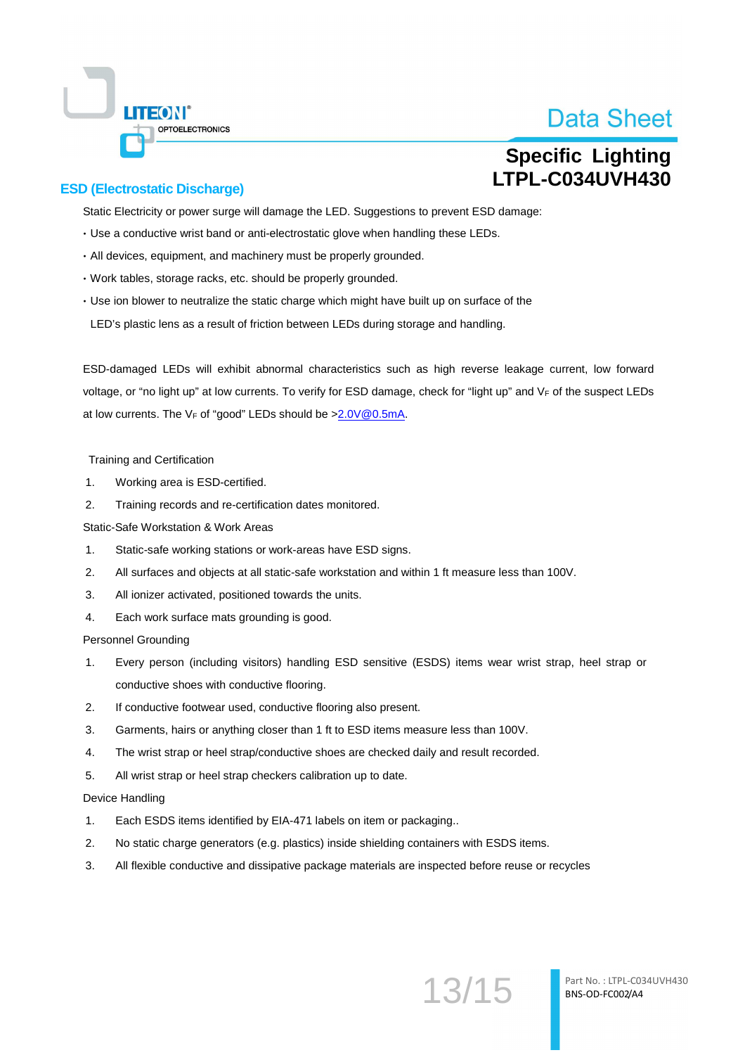## ESD (Electrostatic Discharge)

Static Electricity or power surge will damage the LED. Suggestions to prevent ESD damage:

- Use a conductive wrist band or anti-electrostatic glove when handling these LEDs.
- All devices, equipment, and machinery must be properly grounded.
- Work tables, storage racks, etc. should be properly grounded.
- Use ion blower to neutralize the static charge which might have built up on surface of the LED's plastic lens as a result of friction between LEDs during storage and handling.

ESD-damaged LEDs will exhibit abnormal characteristics such as high reverse leakage current, low forward voltage, or "no light up" at low currents. To verify for ESD damage, check for "light up" and $V_F$ of the suspect LEDs at low currents. The $V_F$ of "good" LEDs should be >2.0V@0.5mA.

Training and Certification

1. Working area is ESD-certified.
2. Training records and re-certification dates monitored.

Static-Safe Workstation & Work Areas

1. Static-safe working stations or work-areas have ESD signs.
2. All surfaces and objects at all static-safe workstation and within 1 ft measure less than 100V.
3. All ionizer activated, positioned towards the units.
4. Each work surface mats grounding is good.

Personnel Grounding

1. Every person (including visitors) handling ESD sensitive (ESDS) items wear wrist strap, heel strap or conductive shoes with conductive flooring.
2. If conductive footwear used, conductive flooring also present.
3. Garments, hairs or anything closer than 1 ft to ESD items measure less than 100V.
4. The wrist strap or heel strap/conductive shoes are checked daily and result recorded.
5. All wrist strap or heel strap checkers calibration up to date.

Device Handling

1. Each ESDS items identified by EIA-471 labels on item or packaging..
2. No static charge generators (e.g. plastics) inside shielding containers with ESDS items.
3. All flexible conductive and dissipative package materials are inspected before reuse or recycles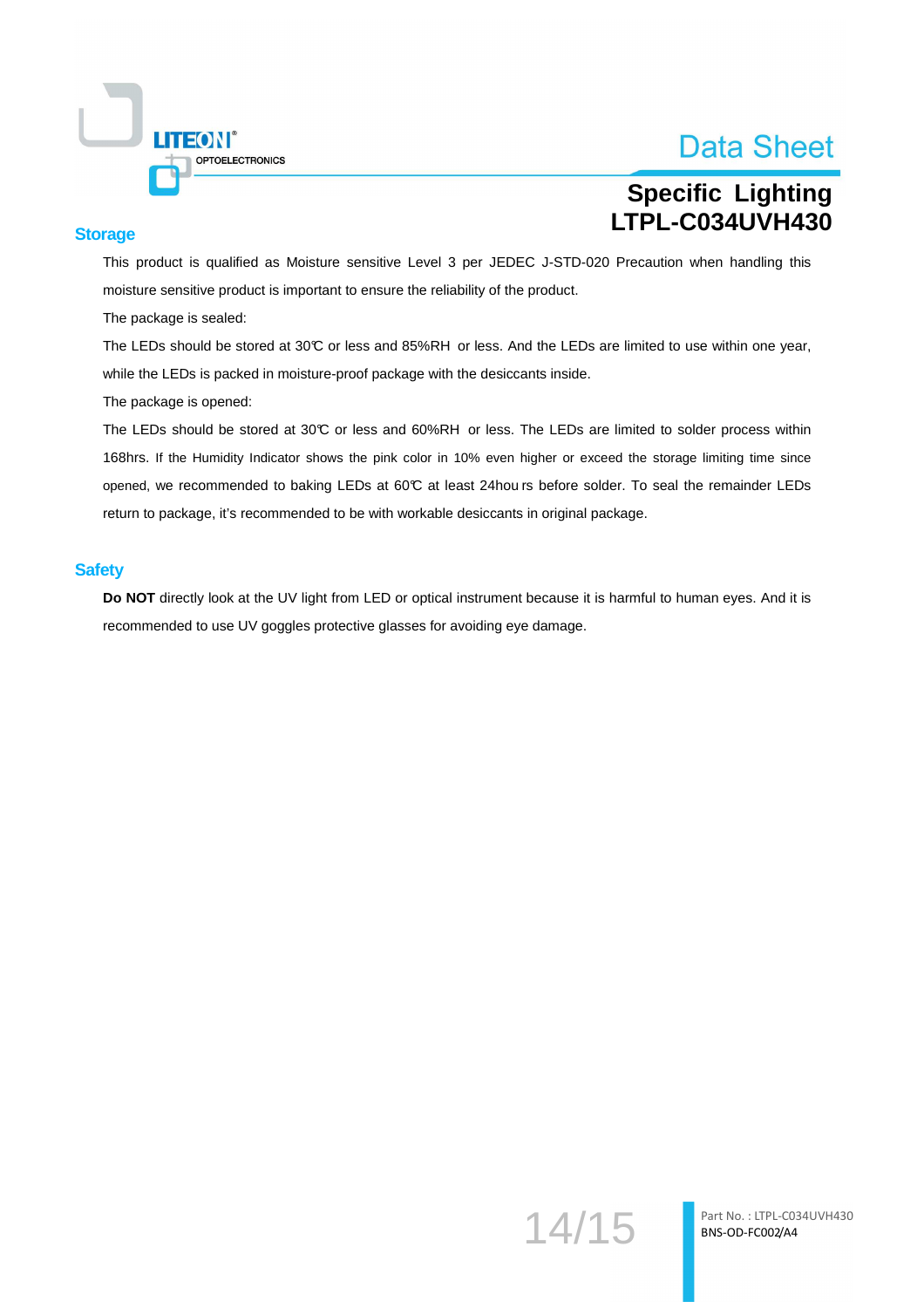## Storage

This product is qualified as Moisture sensitive Level 3 per JEDEC J-STD-020 Precaution when handling this moisture sensitive product is important to ensure the reliability of the product.

The package is sealed:

The LEDs should be stored at 30℃ or less and 85%RH or less. And the LEDs are limited to use within one year, while the LEDs is packed in moisture-proof package with the desiccants inside.

The package is opened:

The LEDs should be stored at 30℃ or less and 60%RH or less. The LEDs are limited to solder process within 168hrs. If the Humidity Indicator shows the pink color in 10% even higher or exceed the storage limiting time since opened, we recommended to baking LEDs at 60℃ at least 24hou rs before solder. To seal the remainder LEDs return to package, it's recommended to be with workable desiccants in original package.

## Safety

**Do NOT** directly look at the UV light from LED or optical instrument because it is harmful to human eyes. And it is recommended to use UV goggles protective glasses for avoiding eye damage.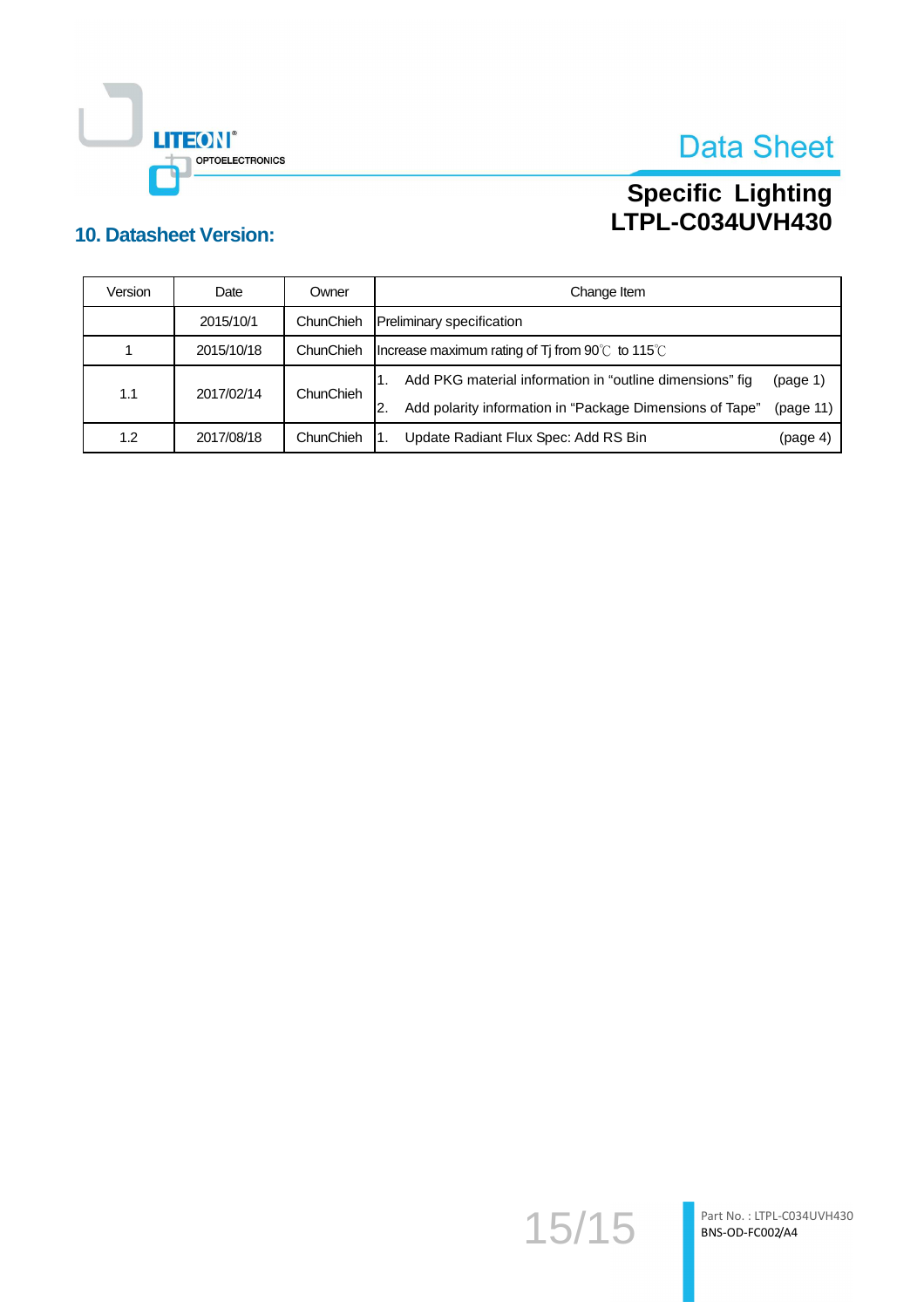## 10. Datasheet Version:

| Version | Date | Owner | Change Item |
|---|---|---|---|
| | 2015/10/1 | ChunChieh | Preliminary specification |
| 1 | 2015/10/18 | ChunChieh | Increase maximum rating of Tj from 90℃ to 115℃ |
| 1.1 | 2017/02/14 | ChunChieh | 1. Add PKG material information in "outline dimensions" fig (page 1)<br>2. Add polarity information in "Package Dimensions of Tape" (page 11) |
| 1.2 | 2017/08/18 | ChunChieh | 1. Update Radiant Flux Spec: Add RS Bin (page 4) |